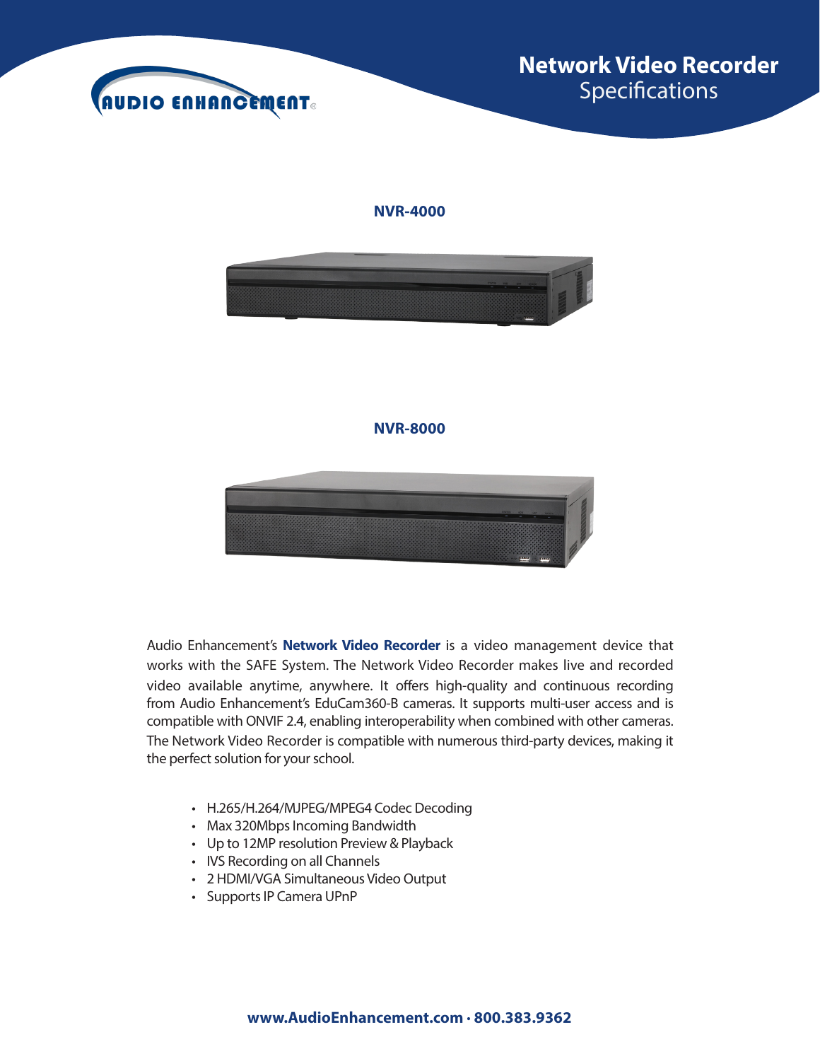# Network Video Recorder
## Specifications

**NVR-4000**

**NVR-8000**

Audio Enhancement's **Network Video Recorder** is a video management device that works with the SAFE System. The Network Video Recorder makes live and recorded video available anytime, anywhere. It offers high-quality and continuous recording from Audio Enhancement's EduCam360-B cameras. It supports multi-user access and is compatible with ONVIF 2.4, enabling interoperability when combined with other cameras. The Network Video Recorder is compatible with numerous third-party devices, making it the perfect solution for your school.

- H.265/H.264/MJPEG/MPEG4 Codec Decoding
- Max 320Mbps Incoming Bandwidth
- Up to 12MP resolution Preview & Playback
- IVS Recording on all Channels
- 2 HDMI/VGA Simultaneous Video Output
- Supports IP Camera UPnP

**www.AudioEnhancement.com · 800.383.9362**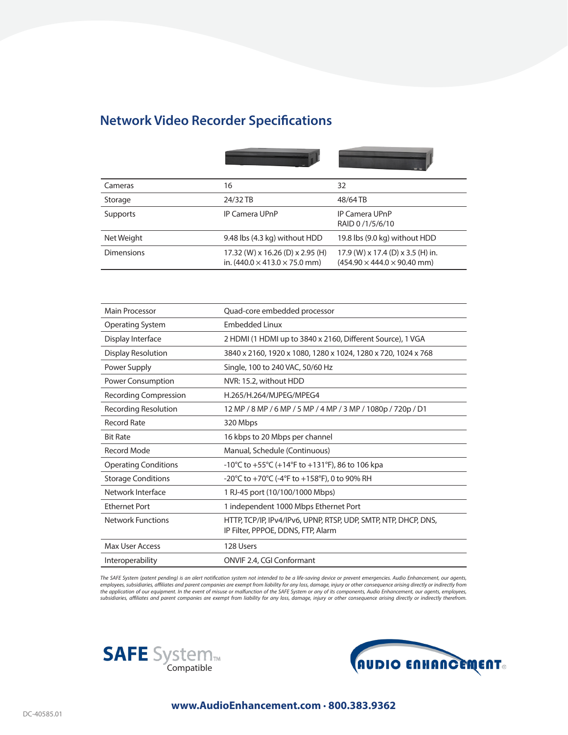## Network Video Recorder Specifications

| | | |
|---|---|---|
| Cameras | 16 | 32 |
| Storage | 24/32 TB | 48/64 TB |
| Supports | IP Camera UPnP | IP Camera UPnP RAID 0 /1/5/6/10 |
| Net Weight | 9.48 lbs (4.3 kg) without HDD | 19.8 lbs (9.0 kg) without HDD |
| Dimensions | 17.32 (W) x 16.26 (D) x 2.95 (H) in. (440.0 × 413.0 × 75.0 mm) | 17.9 (W) x 17.4 (D) x 3.5 (H) in. (454.90 × 444.0 × 90.40 mm) |

| | |
|---|---|
| Main Processor | Quad-core embedded processor |
| Operating System | Embedded Linux |
| Display Interface | 2 HDMI (1 HDMI up to 3840 x 2160, Different Source), 1 VGA |
| Display Resolution | 3840 x 2160, 1920 x 1080, 1280 x 1024, 1280 x 720, 1024 x 768 |
| Power Supply | Single, 100 to 240 VAC, 50/60 Hz |
| Power Consumption | NVR: 15.2, without HDD |
| Recording Compression | H.265/H.264/MJPEG/MPEG4 |
| Recording Resolution | 12 MP / 8 MP / 6 MP / 5 MP / 4 MP / 3 MP / 1080p / 720p / D1 |
| Record Rate | 320 Mbps |
| Bit Rate | 16 kbps to 20 Mbps per channel |
| Record Mode | Manual, Schedule (Continuous) |
| Operating Conditions | -10°C to +55°C (+14°F to +131°F), 86 to 106 kpa |
| Storage Conditions | -20°C to +70°C (-4°F to +158°F), 0 to 90% RH |
| Network Interface | 1 RJ-45 port (10/100/1000 Mbps) |
| Ethernet Port | 1 independent 1000 Mbps Ethernet Port |
| Network Functions | HTTP, TCP/IP, IPv4/IPv6, UPNP, RTSP, UDP, SMTP, NTP, DHCP, DNS, IP Filter, PPPOE, DDNS, FTP, Alarm |
| Max User Access | 128 Users |
| Interoperability | ONVIF 2.4, CGI Conformant |

*The SAFE System (patent pending) is an alert notification system not intended to be a life-saving device or prevent emergencies. Audio Enhancement, our agents, employees, subsidiaries, affiliates and parent companies are exempt from liability for any loss, damage, injury or other consequence arising directly or indirectly from the application of our equipment. In the event of misuse or malfunction of the SAFE System or any of its components, Audio Enhancement, our agents, employees, subsidiaries, affiliates and parent companies are exempt from liability for any loss, damage, injury or other consequence arising directly or indirectly therefrom.*

SAFE System™ Compatible

AUDIO ENHANCEMENT®

**www.AudioEnhancement.com · 800.383.9362**

DC-40585.01